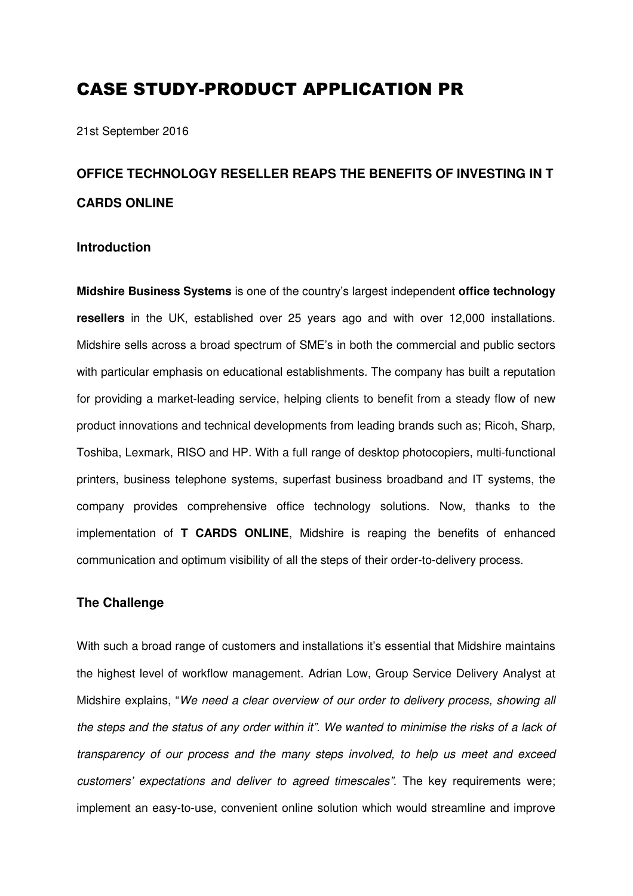# CASE STUDY-PRODUCT APPLICATION PR

21st September 2016

## OFFICE TECHNOLOGY RESELLER REAPS THE BENEFITS OF INVESTING IN T CARDS ONLINE

### Introduction

**Midshire Business Systems** is one of the country's largest independent **office technology resellers** in the UK, established over 25 years ago and with over 12,000 installations. Midshire sells across a broad spectrum of SME's in both the commercial and public sectors with particular emphasis on educational establishments. The company has built a reputation for providing a market-leading service, helping clients to benefit from a steady flow of new product innovations and technical developments from leading brands such as; Ricoh, Sharp, Toshiba, Lexmark, RISO and HP. With a full range of desktop photocopiers, multi-functional printers, business telephone systems, superfast business broadband and IT systems, the company provides comprehensive office technology solutions. Now, thanks to the implementation of **T CARDS ONLINE**, Midshire is reaping the benefits of enhanced communication and optimum visibility of all the steps of their order-to-delivery process.

### The Challenge

With such a broad range of customers and installations it's essential that Midshire maintains the highest level of workflow management. Adrian Low, Group Service Delivery Analyst at Midshire explains, "*We need a clear overview of our order to delivery process, showing all the steps and the status of any order within it". We wanted to minimise the risks of a lack of transparency of our process and the many steps involved, to help us meet and exceed customers' expectations and deliver to agreed timescales"*. The key requirements were; implement an easy-to-use, convenient online solution which would streamline and improve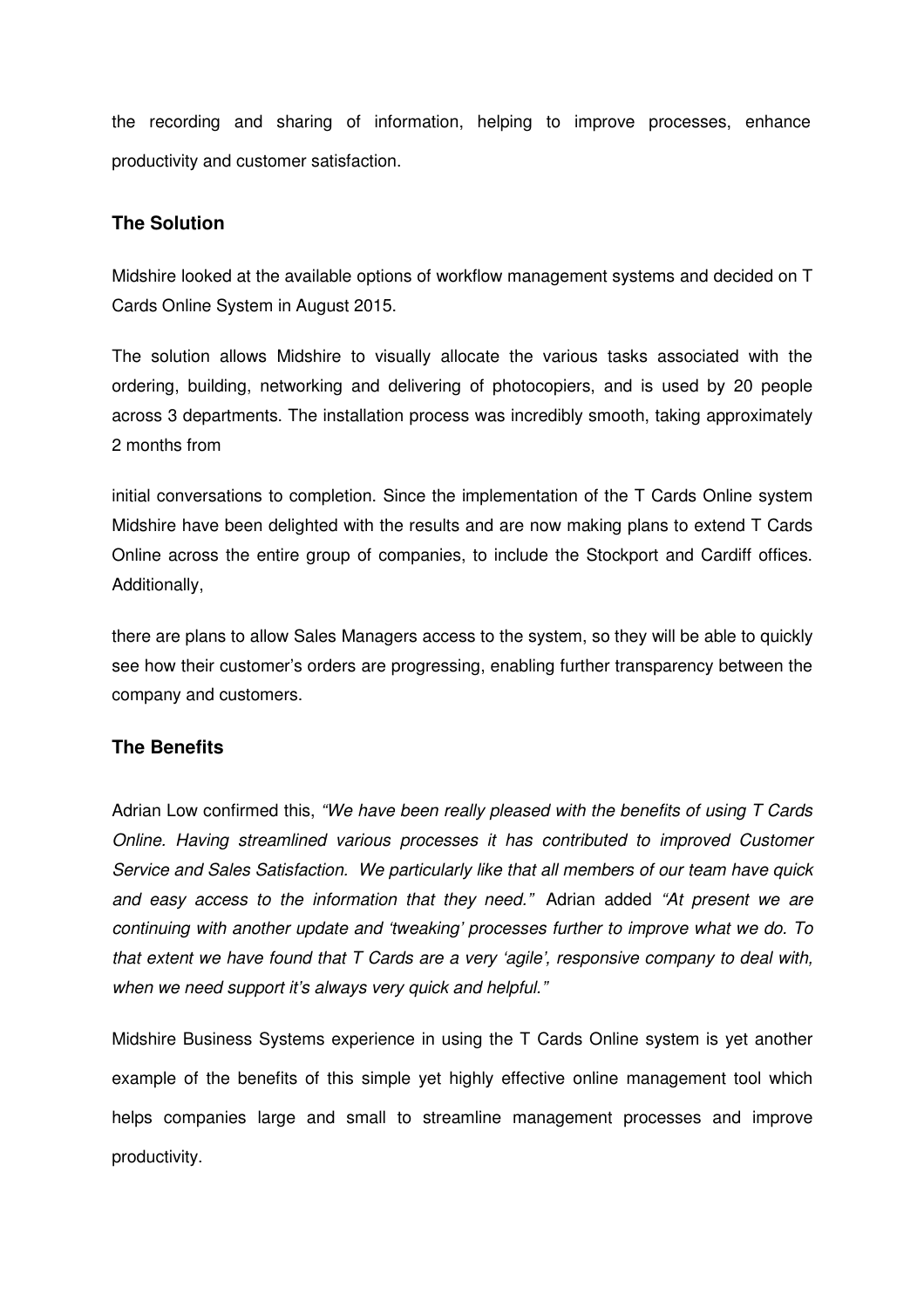the recording and sharing of information, helping to improve processes, enhance productivity and customer satisfaction.

## The Solution

Midshire looked at the available options of workflow management systems and decided on T Cards Online System in August 2015.

The solution allows Midshire to visually allocate the various tasks associated with the ordering, building, networking and delivering of photocopiers, and is used by 20 people across 3 departments. The installation process was incredibly smooth, taking approximately 2 months from initial conversations to completion. Since the implementation of the T Cards Online system Midshire have been delighted with the results and are now making plans to extend T Cards Online across the entire group of companies, to include the Stockport and Cardiff offices. Additionally, there are plans to allow Sales Managers access to the system, so they will be able to quickly see how their customer's orders are progressing, enabling further transparency between the company and customers.

## The Benefits

Adrian Low confirmed this, *"We have been really pleased with the benefits of using T Cards Online. Having streamlined various processes it has contributed to improved Customer Service and Sales Satisfaction. We particularly like that all members of our team have quick and easy access to the information that they need."* Adrian added *"At present we are continuing with another update and 'tweaking' processes further to improve what we do. To that extent we have found that T Cards are a very 'agile', responsive company to deal with, when we need support it's always very quick and helpful."*

Midshire Business Systems experience in using the T Cards Online system is yet another example of the benefits of this simple yet highly effective online management tool which helps companies large and small to streamline management processes and improve productivity.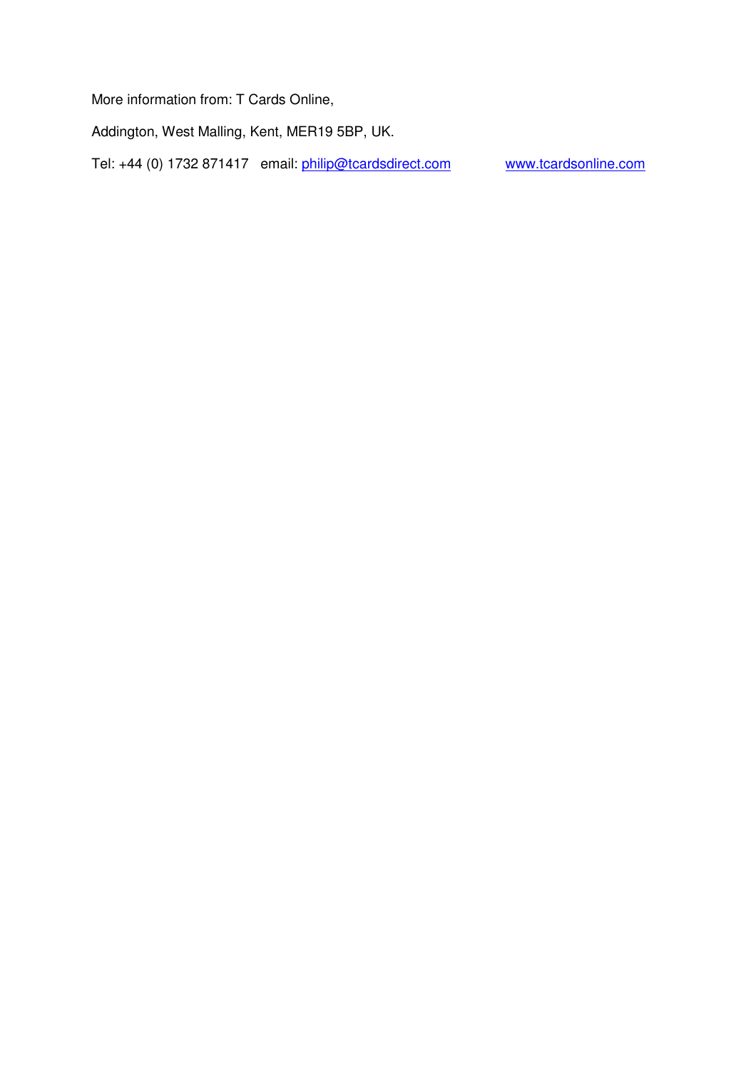More information from: T Cards Online,

Addington, West Malling, Kent, MER19 5BP, UK.

Tel: +44 (0) 1732 871417 email: philip@tcardsdirect.com www.tcardsonline.com